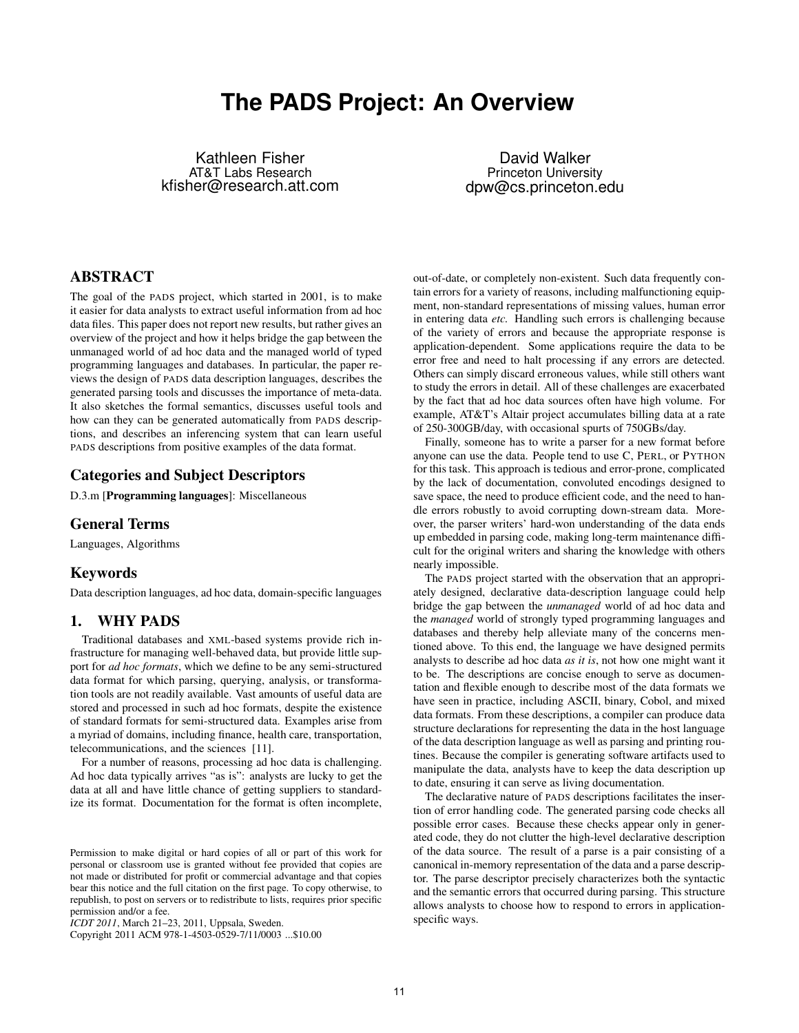# The PADS Project: An Overview

Kathleen Fisher
AT&T Labs Research
kfisher@research.att.com

David Walker
Princeton University
dpw@cs.princeton.edu

## ABSTRACT

The goal of the PADS project, which started in 2001, is to make it easier for data analysts to extract useful information from ad hoc data files. This paper does not report new results, but rather gives an overview of the project and how it helps bridge the gap between the unmanaged world of ad hoc data and the managed world of typed programming languages and databases. In particular, the paper reviews the design of PADS data description languages, describes the generated parsing tools and discusses the importance of meta-data. It also sketches the formal semantics, discusses useful tools and how can they can be generated automatically from PADS descriptions, and describes an inferencing system that can learn useful PADS descriptions from positive examples of the data format.

### Categories and Subject Descriptors

D.3.m [**Programming languages**]: Miscellaneous

### General Terms

Languages, Algorithms

### Keywords

Data description languages, ad hoc data, domain-specific languages

## 1. WHY PADS

Traditional databases and XML-based systems provide rich infrastructure for managing well-behaved data, but provide little support for *ad hoc formats*, which we define to be any semi-structured data format for which parsing, querying, analysis, or transformation tools are not readily available. Vast amounts of useful data are stored and processed in such ad hoc formats, despite the existence of standard formats for semi-structured data. Examples arise from a myriad of domains, including finance, health care, transportation, telecommunications, and the sciences [11].

For a number of reasons, processing ad hoc data is challenging. Ad hoc data typically arrives "as is": analysts are lucky to get the data at all and have little chance of getting suppliers to standardize its format. Documentation for the format is often incomplete, out-of-date, or completely non-existent. Such data frequently contain errors for a variety of reasons, including malfunctioning equipment, non-standard representations of missing values, human error in entering data *etc.* Handling such errors is challenging because of the variety of errors and because the appropriate response is application-dependent. Some applications require the data to be error free and need to halt processing if any errors are detected. Others can simply discard erroneous values, while still others want to study the errors in detail. All of these challenges are exacerbated by the fact that ad hoc data sources often have high volume. For example, AT&T's Altair project accumulates billing data at a rate of 250-300GB/day, with occasional spurts of 750GBs/day.

Finally, someone has to write a parser for a new format before anyone can use the data. People tend to use C, PERL, or PYTHON for this task. This approach is tedious and error-prone, complicated by the lack of documentation, convoluted encodings designed to save space, the need to produce efficient code, and the need to handle errors robustly to avoid corrupting down-stream data. Moreover, the parser writers' hard-won understanding of the data ends up embedded in parsing code, making long-term maintenance difficult for the original writers and sharing the knowledge with others nearly impossible.

The PADS project started with the observation that an appropriately designed, declarative data-description language could help bridge the gap between the *unmanaged* world of ad hoc data and the *managed* world of strongly typed programming languages and databases and thereby help alleviate many of the concerns mentioned above. To this end, the language we have designed permits analysts to describe ad hoc data *as it is*, not how one might want it to be. The descriptions are concise enough to serve as documentation and flexible enough to describe most of the data formats we have seen in practice, including ASCII, binary, Cobol, and mixed data formats. From these descriptions, a compiler can produce data structure declarations for representing the data in the host language of the data description language as well as parsing and printing routines. Because the compiler is generating software artifacts used to manipulate the data, analysts have to keep the data description up to date, ensuring it can serve as living documentation.

The declarative nature of PADS descriptions facilitates the insertion of error handling code. The generated parsing code checks all possible error cases. Because these checks appear only in generated code, they do not clutter the high-level declarative description of the data source. The result of a parse is a pair consisting of a canonical in-memory representation of the data and a parse descriptor. The parse descriptor precisely characterizes both the syntactic and the semantic errors that occurred during parsing. This structure allows analysts to choose how to respond to errors in application-specific ways.

Permission to make digital or hard copies of all or part of this work for personal or classroom use is granted without fee provided that copies are not made or distributed for profit or commercial advantage and that copies bear this notice and the full citation on the first page. To copy otherwise, to republish, to post on servers or to redistribute to lists, requires prior specific permission and/or a fee.
*ICDT 2011*, March 21–23, 2011, Uppsala, Sweden.
Copyright 2011 ACM 978-1-4503-0529-7/11/0003 ...$10.00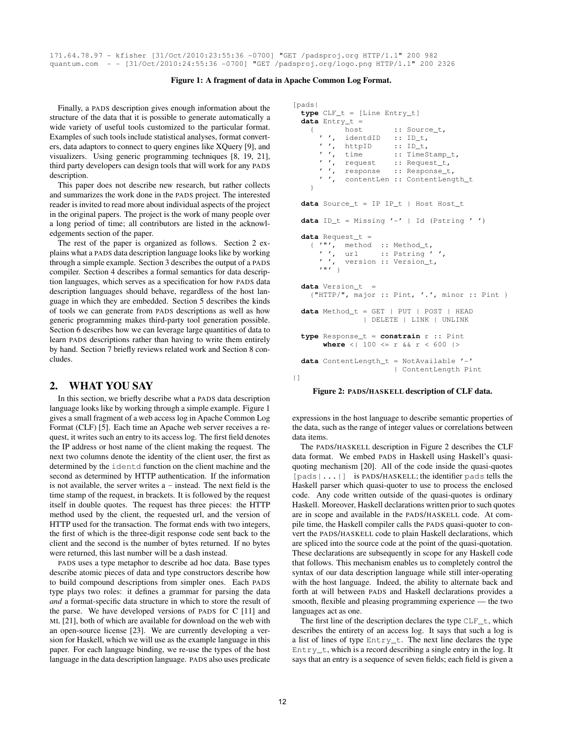```
171.64.78.97 - kfisher [31/Oct/2010:23:55:36 -0700] "GET /padsproj.org HTTP/1.1" 200 982
quantum.com  - - [31/Oct/2010:24:55:36 -0700] "GET /padsproj.org/logo.png HTTP/1.1" 200 2326
```

**Figure 1: A fragment of data in Apache Common Log Format.**

Finally, a PADS description gives enough information about the structure of the data that it is possible to generate automatically a wide variety of useful tools customized to the particular format. Examples of such tools include statistical analyses, format converters, data adaptors to connect to query engines like XQuery [9], and visualizers. Using generic programming techniques [8, 19, 21], third party developers can design tools that will work for any PADS description.

This paper does not describe new research, but rather collects and summarizes the work done in the PADS project. The interested reader is invited to read more about individual aspects of the project in the original papers. The project is the work of many people over a long period of time; all contributors are listed in the acknowledgements section of the paper.

The rest of the paper is organized as follows. Section 2 explains what a PADS data description language looks like by working through a simple example. Section 3 describes the output of a PADS compiler. Section 4 describes a formal semantics for data description languages, which serves as a specification for how PADS data description languages should behave, regardless of the host language in which they are embedded. Section 5 describes the kinds of tools we can generate from PADS descriptions as well as how generic programming makes third-party tool generation possible. Section 6 describes how we can leverage large quantities of data to learn PADS descriptions rather than having to write them entirely by hand. Section 7 briefly reviews related work and Section 8 concludes.

## 2. WHAT YOU SAY

In this section, we briefly describe what a PADS data description language looks like by working through a simple example. Figure 1 gives a small fragment of a web access log in Apache Common Log Format (CLF) [5]. Each time an Apache web server receives a request, it writes such an entry to its access log. The first field denotes the IP address or host name of the client making the request. The next two columns denote the identity of the client user, the first as determined by the `identd` function on the client machine and the second as determined by HTTP authentication. If the information is not available, the server writes a – instead. The next field is the time stamp of the request, in brackets. It is followed by the request itself in double quotes. The request has three pieces: the HTTP method used by the client, the requested url, and the version of HTTP used for the transaction. The format ends with two integers, the first of which is the three-digit response code sent back to the client and the second is the number of bytes returned. If no bytes were returned, this last number will be a dash instead.

PADS uses a type metaphor to describe ad hoc data. Base types describe atomic pieces of data and type constructors describe how to build compound descriptions from simpler ones. Each PADS type plays two roles: it defines a grammar for parsing the data *and* a format-specific data structure in which to store the result of the parse. We have developed versions of PADS for C [11] and ML [21], both of which are available for download on the web with an open-source license [23]. We are currently developing a version for Haskell, which we will use as the example language in this paper. For each language binding, we re-use the types of the host language in the data description language. PADS also uses predicate

```
[pads|
  type CLF_t = [Line Entry_t]
  data Entry_t =
    {       host       :: Source_t,
      ' ',  identdID   :: ID_t,
      ' ',  httpID     :: ID_t,
      ' ',  time       :: TimeStamp_t,
      ' ',  request    :: Request_t,
      ' ',  response   :: Response_t,
      ' ',  contentLen :: ContentLength_t
    }

  data Source_t = IP IP_t | Host Host_t

  data ID_t = Missing '-' | Id (Pstring ' ')

  data Request_t =
    { '"',  method  :: Method_t,
      ' ',  url     :: Pstring ' ',
      ' ',  version :: Version_t,
      '"' }

  data Version_t  =
    {"HTTP/", major :: Pint, '.', minor :: Pint }

  data Method_t = GET | PUT | POST | HEAD
              | DELETE | LINK | UNLINK

  type Response_t = constrain r :: Pint
       where <| 100 <= r && r < 600 |>

  data ContentLength_t = NotAvailable '-'
                       | ContentLength Pint
|]
```

**Figure 2: PADS/HASKELL description of CLF data.**

expressions in the host language to describe semantic properties of the data, such as the range of integer values or correlations between data items.

The PADS/HASKELL description in Figure 2 describes the CLF data format. We embed PADS in Haskell using Haskell's quasi-quoting mechanism [20]. All of the code inside the quasi-quotes `[pads|...|]` is PADS/HASKELL; the identifier `pads` tells the Haskell parser which quasi-quoter to use to process the enclosed code. Any code written outside of the quasi-quotes is ordinary Haskell. Moreover, Haskell declarations written prior to such quotes are in scope and available in the PADS/HASKELL code. At compile time, the Haskell compiler calls the PADS quasi-quoter to convert the PADS/HASKELL code to plain Haskell declarations, which are spliced into the source code at the point of the quasi-quotation. These declarations are subsequently in scope for any Haskell code that follows. This mechanism enables us to completely control the syntax of our data description language while still inter-operating with the host language. Indeed, the ability to alternate back and forth at will between PADS and Haskell declarations provides a smooth, flexible and pleasing programming experience — the two languages act as one.

The first line of the description declares the type `CLF_t`, which describes the entirety of an access log. It says that such a log is a list of lines of type `Entry_t`. The next line declares the type `Entry_t`, which is a record describing a single entry in the log. It says that an entry is a sequence of seven fields; each field is given a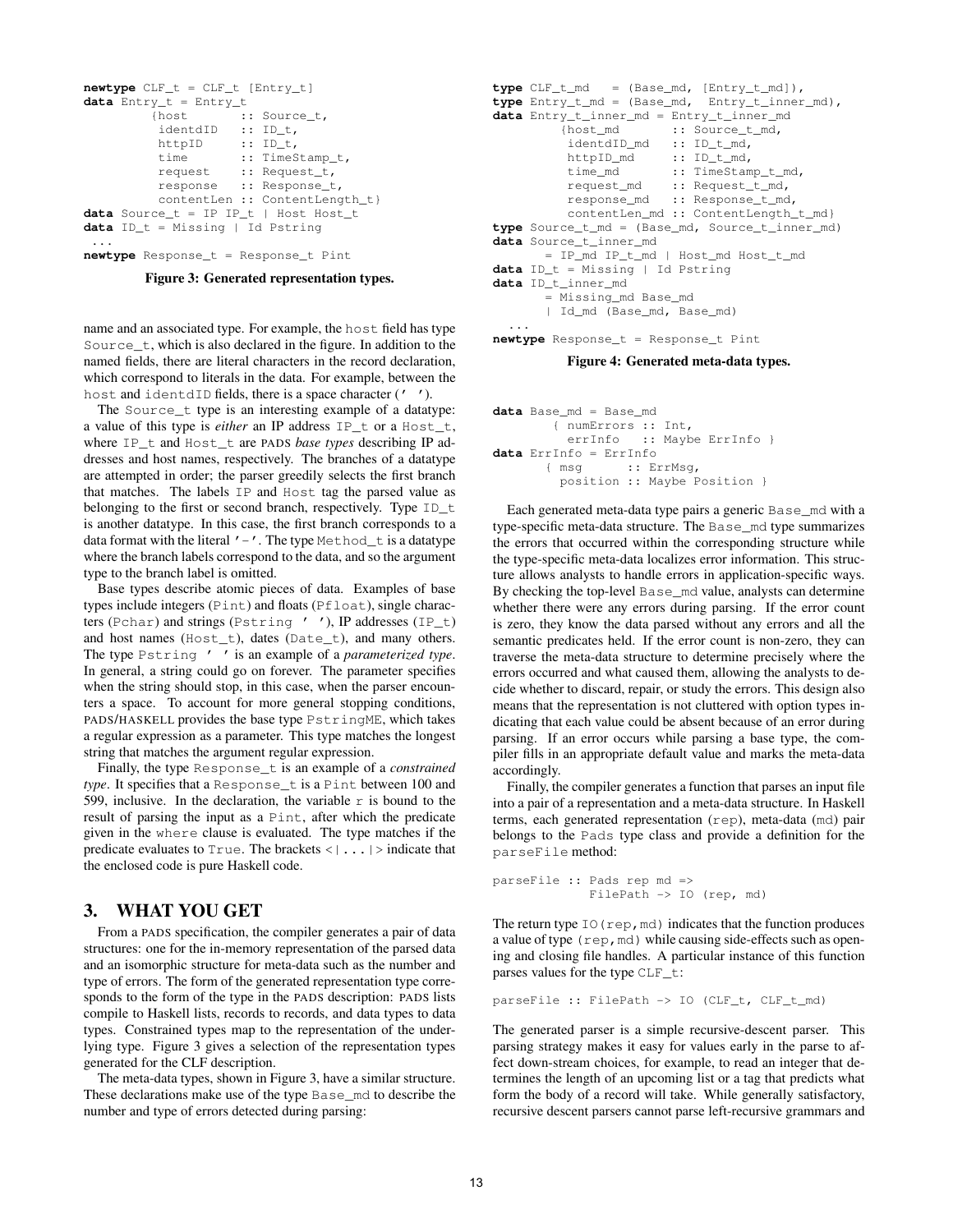```
newtype CLF_t = CLF_t [Entry_t]
data Entry_t = Entry_t
         {host       :: Source_t,
          identdID   :: ID_t,
          httpID     :: ID_t,
          time       :: TimeStamp_t,
          request    :: Request_t,
          response   :: Response_t,
          contentLen :: ContentLength_t}
data Source_t = IP IP_t | Host Host_t
data ID_t = Missing | Id Pstring
 ...
newtype Response_t = Response_t Pint
```

**Figure 3: Generated representation types.**

name and an associated type. For example, the `host` field has type `Source_t`, which is also declared in the figure. In addition to the named fields, there are literal characters in the record declaration, which correspond to literals in the data. For example, between the `host` and `identdID` fields, there is a space character (`' '`).

The `Source_t` type is an interesting example of a datatype: a value of this type is *either* an IP address `IP_t` or a `Host_t`, where `IP_t` and `Host_t` are PADS *base types* describing IP addresses and host names, respectively. The branches of a datatype are attempted in order; the parser greedily selects the first branch that matches. The labels `IP` and `Host` tag the parsed value as belonging to the first or second branch, respectively. Type `ID_t` is another datatype. In this case, the first branch corresponds to a data format with the literal `'-'`. The type `Method_t` is a datatype where the branch labels correspond to the data, and so the argument type to the branch label is omitted.

Base types describe atomic pieces of data. Examples of base types include integers (`Pint`) and floats (`Pfloat`), single characters (`Pchar`) and strings (`Pstring ' '`), IP addresses (`IP_t`) and host names (`Host_t`), dates (`Date_t`), and many others. The type `Pstring ' '` is an example of a *parameterized type*. In general, a string could go on forever. The parameter specifies when the string should stop, in this case, when the parser encounters a space. To account for more general stopping conditions, PADS/HASKELL provides the base type `PstringME`, which takes a regular expression as a parameter. This type matches the longest string that matches the argument regular expression.

Finally, the type `Response_t` is an example of a *constrained type*. It specifies that a `Response_t` is a `Pint` between 100 and 599, inclusive. In the declaration, the variable `r` is bound to the result of parsing the input as a `Pint`, after which the predicate given in the `where` clause is evaluated. The type matches if the predicate evaluates to `True`. The brackets `<|...|>` indicate that the enclosed code is pure Haskell code.

## 3. WHAT YOU GET

From a PADS specification, the compiler generates a pair of data structures: one for the in-memory representation of the parsed data and an isomorphic structure for meta-data such as the number and type of errors. The form of the generated representation type corresponds to the form of the type in the PADS description: PADS lists compile to Haskell lists, records to records, and data types to data types. Constrained types map to the representation of the underlying type. Figure 3 gives a selection of the representation types generated for the CLF description.

The meta-data types, shown in Figure 3, have a similar structure. These declarations make use of the type `Base_md` to describe the number and type of errors detected during parsing:

```
type CLF_t_md   = (Base_md, [Entry_t_md]),
type Entry_t_md = (Base_md,  Entry_t_inner_md),
data Entry_t_inner_md = Entry_t_inner_md
         {host_md       :: Source_t_md,
          identdID_md   :: ID_t_md,
          httpID_md     :: ID_t_md,
          time_md       :: TimeStamp_t_md,
          request_md    :: Request_t_md,
          response_md   :: Response_t_md,
          contentLen_md :: ContentLength_t_md}
type Source_t_md = (Base_md, Source_t_inner_md)
data Source_t_inner_md
      = IP_md IP_t_md | Host_md Host_t_md
data ID_t = Missing | Id Pstring
data ID_t_inner_md
      = Missing_md Base_md
      | Id_md (Base_md, Base_md)
 ...
newtype Response_t = Response_t Pint
```

**Figure 4: Generated meta-data types.**

```
data Base_md = Base_md
       { numErrors :: Int,
         errInfo   :: Maybe ErrInfo }
data ErrInfo = ErrInfo
      { msg      :: ErrMsg,
        position :: Maybe Position }
```

Each generated meta-data type pairs a generic `Base_md` with a type-specific meta-data structure. The `Base_md` type summarizes the errors that occurred within the corresponding structure while the type-specific meta-data localizes error information. This structure allows analysts to handle errors in application-specific ways. By checking the top-level `Base_md` value, analysts can determine whether there were any errors during parsing. If the error count is zero, they know the data parsed without any errors and all the semantic predicates held. If the error count is non-zero, they can traverse the meta-data structure to determine precisely where the errors occurred and what caused them, allowing the analysts to decide whether to discard, repair, or study the errors. This design also means that the representation is not cluttered with option types indicating that each value could be absent because of an error during parsing. If an error occurs while parsing a base type, the compiler fills in an appropriate default value and marks the meta-data accordingly.

Finally, the compiler generates a function that parses an input file into a pair of a representation and a meta-data structure. In Haskell terms, each generated representation (`rep`), meta-data (`md`) pair belongs to the `Pads` type class and provide a definition for the `parseFile` method:

```
parseFile :: Pads rep md =>
             FilePath -> IO (rep, md)
```

The return type `IO(rep,md)` indicates that the function produces a value of type `(rep,md)` while causing side-effects such as opening and closing file handles. A particular instance of this function parses values for the type `CLF_t`:

```
parseFile :: FilePath -> IO (CLF_t, CLF_t_md)
```

The generated parser is a simple recursive-descent parser. This parsing strategy makes it easy for values early in the parse to affect down-stream choices, for example, to read an integer that determines the length of an upcoming list or a tag that predicts what form the body of a record will take. While generally satisfactory, recursive descent parsers cannot parse left-recursive grammars and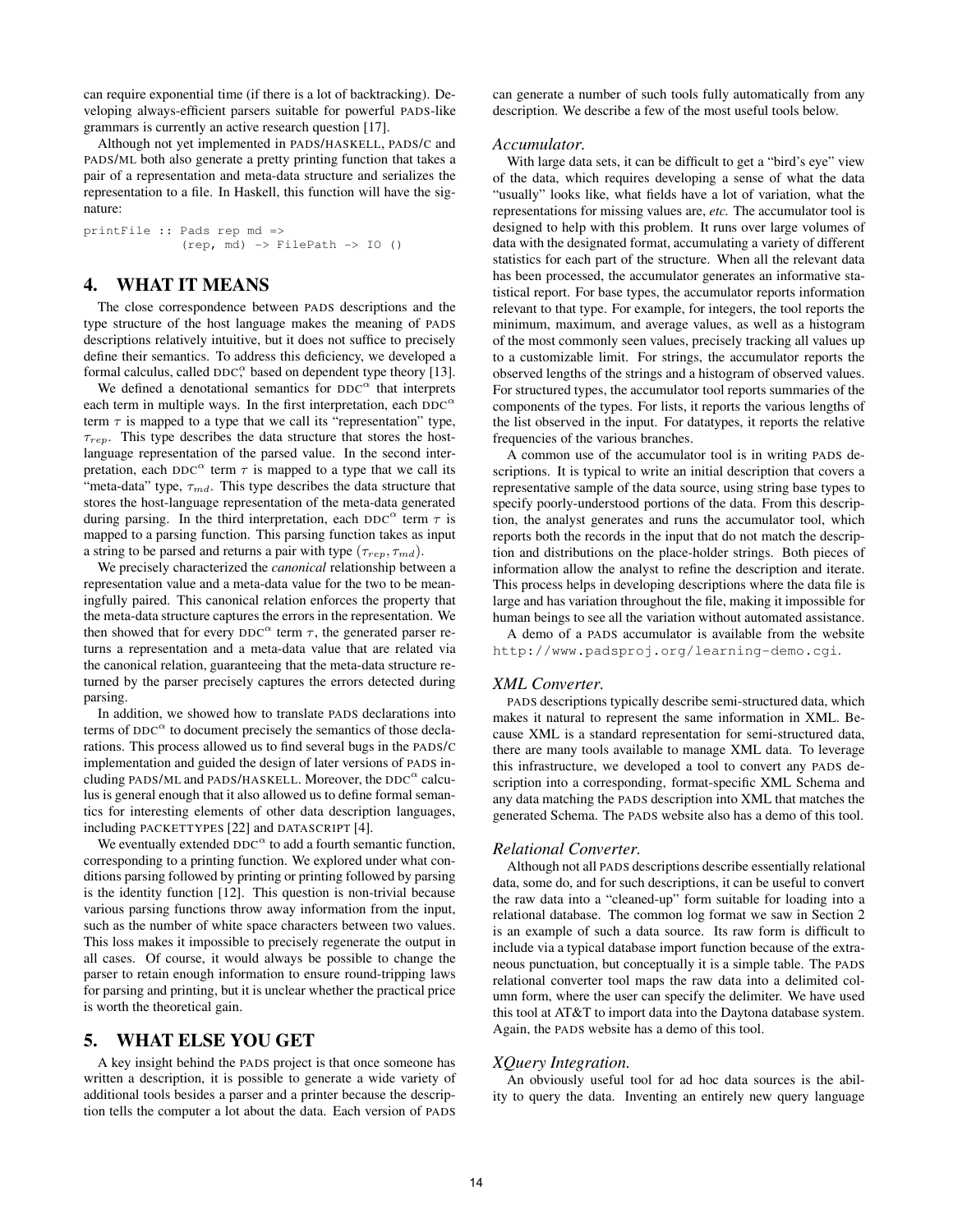can require exponential time (if there is a lot of backtracking). Developing always-efficient parsers suitable for powerful PADS-like grammars is currently an active research question [17].

Although not yet implemented in PADS/HASKELL, PADS/C and PADS/ML both also generate a pretty printing function that takes a pair of a representation and meta-data structure and serializes the representation to a file. In Haskell, this function will have the signature:

```
printFile :: Pads rep md =>
             (rep, md) -> FilePath -> IO ()
```

## 4. WHAT IT MEANS

The close correspondence between PADS descriptions and the type structure of the host language makes the meaning of PADS descriptions relatively intuitive, but it does not suffice to precisely define their semantics. To address this deficiency, we developed a formal calculus, called $\text{DDC}^{\alpha}_{\tau}$ based on dependent type theory [13].

We defined a denotational semantics for $\text{DDC}^{\alpha}$ that interprets each term in multiple ways. In the first interpretation, each $\text{DDC}^{\alpha}$ term $\tau$ is mapped to a type that we call its "representation" type, $\tau_{rep}$. This type describes the data structure that stores the host-language representation of the parsed value. In the second interpretation, each $\text{DDC}^{\alpha}$ term $\tau$ is mapped to a type that we call its "meta-data" type, $\tau_{md}$. This type describes the data structure that stores the host-language representation of the meta-data generated during parsing. In the third interpretation, each $\text{DDC}^{\alpha}$ term $\tau$ is mapped to a parsing function. This parsing function takes as input a string to be parsed and returns a pair with type $(\tau_{rep}, \tau_{md})$.

We precisely characterized the *canonical* relationship between a representation value and a meta-data value for the two to be meaningfully paired. This canonical relation enforces the property that the meta-data structure captures the errors in the representation. We then showed that for every $\text{DDC}^{\alpha}$ term $\tau$, the generated parser returns a representation and a meta-data value that are related via the canonical relation, guaranteeing that the meta-data structure returned by the parser precisely captures the errors detected during parsing.

In addition, we showed how to translate PADS declarations into terms of $\text{DDC}^{\alpha}$ to document precisely the semantics of those declarations. This process allowed us to find several bugs in the PADS/C implementation and guided the design of later versions of PADS including PADS/ML and PADS/HASKELL. Moreover, the $\text{DDC}^{\alpha}$ calculus is general enough that it also allowed us to define formal semantics for interesting elements of other data description languages, including PACKETTYPES [22] and DATASCRIPT [4].

We eventually extended $\text{DDC}^{\alpha}$ to add a fourth semantic function, corresponding to a printing function. We explored under what conditions parsing followed by printing or printing followed by parsing is the identity function [12]. This question is non-trivial because various parsing functions throw away information from the input, such as the number of white space characters between two values. This loss makes it impossible to precisely regenerate the output in all cases. Of course, it would always be possible to change the parser to retain enough information to ensure round-tripping laws for parsing and printing, but it is unclear whether the practical price is worth the theoretical gain.

## 5. WHAT ELSE YOU GET

A key insight behind the PADS project is that once someone has written a description, it is possible to generate a wide variety of additional tools besides a parser and a printer because the description tells the computer a lot about the data. Each version of PADS can generate a number of such tools fully automatically from any description. We describe a few of the most useful tools below.

### *Accumulator.*

With large data sets, it can be difficult to get a "bird's eye" view of the data, which requires developing a sense of what the data "usually" looks like, what fields have a lot of variation, what the representations for missing values are, *etc.* The accumulator tool is designed to help with this problem. It runs over large volumes of data with the designated format, accumulating a variety of different statistics for each part of the structure. When all the relevant data has been processed, the accumulator generates an informative statistical report. For base types, the accumulator reports information relevant to that type. For example, for integers, the tool reports the minimum, maximum, and average values, as well as a histogram of the most commonly seen values, precisely tracking all values up to a customizable limit. For strings, the accumulator reports the observed lengths of the strings and a histogram of observed values. For structured types, the accumulator tool reports summaries of the components of the types. For lists, it reports the various lengths of the list observed in the input. For datatypes, it reports the relative frequencies of the various branches.

A common use of the accumulator tool is in writing PADS descriptions. It is typical to write an initial description that covers a representative sample of the data source, using string base types to specify poorly-understood portions of the data. From this description, the analyst generates and runs the accumulator tool, which reports both the records in the input that do not match the description and distributions on the place-holder strings. Both pieces of information allow the analyst to refine the description and iterate. This process helps in developing descriptions where the data file is large and has variation throughout the file, making it impossible for human beings to see all the variation without automated assistance.

A demo of a PADS accumulator is available from the website `http://www.padsproj.org/learning-demo.cgi`.

### *XML Converter.*

PADS descriptions typically describe semi-structured data, which makes it natural to represent the same information in XML. Because XML is a standard representation for semi-structured data, there are many tools available to manage XML data. To leverage this infrastructure, we developed a tool to convert any PADS description into a corresponding, format-specific XML Schema and any data matching the PADS description into XML that matches the generated Schema. The PADS website also has a demo of this tool.

### *Relational Converter.*

Although not all PADS descriptions describe essentially relational data, some do, and for such descriptions, it can be useful to convert the raw data into a "cleaned-up" form suitable for loading into a relational database. The common log format we saw in Section 2 is an example of such a data source. Its raw form is difficult to include via a typical database import function because of the extraneous punctuation, but conceptually it is a simple table. The PADS relational converter tool maps the raw data into a delimited column form, where the user can specify the delimiter. We have used this tool at AT&T to import data into the Daytona database system. Again, the PADS website has a demo of this tool.

### *XQuery Integration.*

An obviously useful tool for ad hoc data sources is the ability to query the data. Inventing an entirely new query language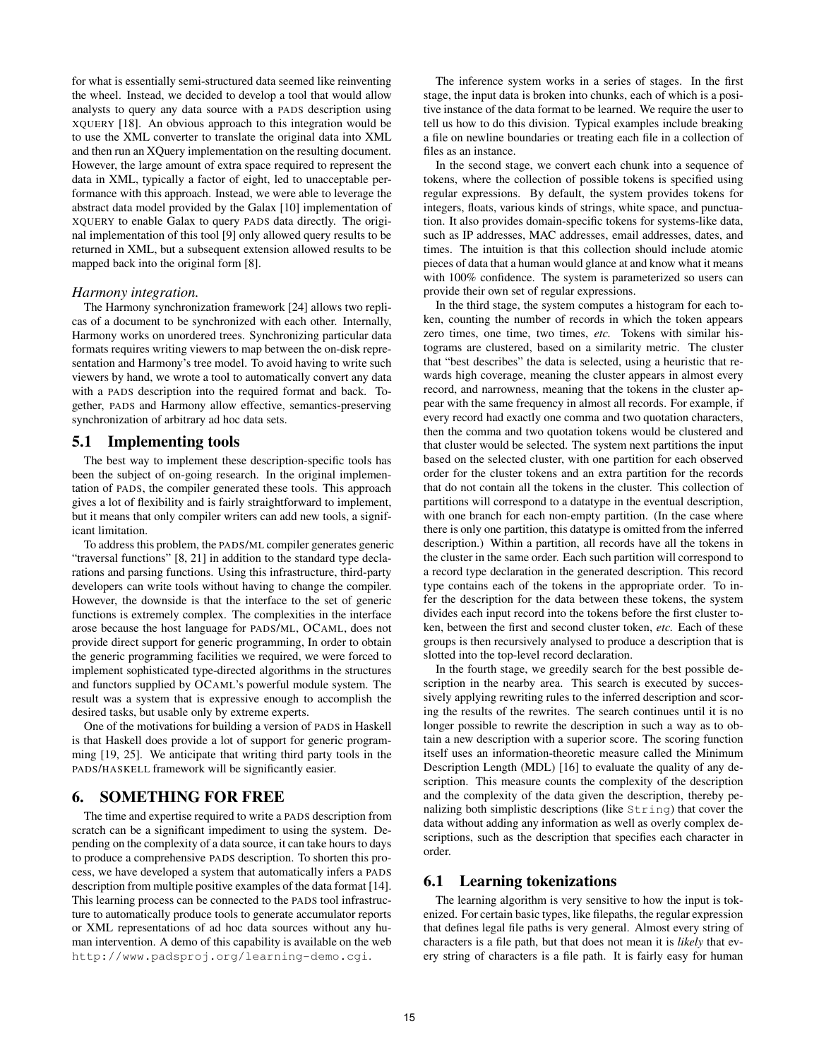for what is essentially semi-structured data seemed like reinventing the wheel. Instead, we decided to develop a tool that would allow analysts to query any data source with a PADS description using XQUERY [18]. An obvious approach to this integration would be to use the XML converter to translate the original data into XML and then run an XQuery implementation on the resulting document. However, the large amount of extra space required to represent the data in XML, typically a factor of eight, led to unacceptable performance with this approach. Instead, we were able to leverage the abstract data model provided by the Galax [10] implementation of XQUERY to enable Galax to query PADS data directly. The original implementation of this tool [9] only allowed query results to be returned in XML, but a subsequent extension allowed results to be mapped back into the original form [8].

*Harmony integration.*

The Harmony synchronization framework [24] allows two replicas of a document to be synchronized with each other. Internally, Harmony works on unordered trees. Synchronizing particular data formats requires writing viewers to map between the on-disk representation and Harmony's tree model. To avoid having to write such viewers by hand, we wrote a tool to automatically convert any data with a PADS description into the required format and back. Together, PADS and Harmony allow effective, semantics-preserving synchronization of arbitrary ad hoc data sets.

## 5.1 Implementing tools

The best way to implement these description-specific tools has been the subject of on-going research. In the original implementation of PADS, the compiler generated these tools. This approach gives a lot of flexibility and is fairly straightforward to implement, but it means that only compiler writers can add new tools, a significant limitation.

To address this problem, the PADS/ML compiler generates generic "traversal functions" [8, 21] in addition to the standard type declarations and parsing functions. Using this infrastructure, third-party developers can write tools without having to change the compiler. However, the downside is that the interface to the set of generic functions is extremely complex. The complexities in the interface arose because the host language for PADS/ML, OCAML, does not provide direct support for generic programming, In order to obtain the generic programming facilities we required, we were forced to implement sophisticated type-directed algorithms in the structures and functors supplied by OCAML's powerful module system. The result was a system that is expressive enough to accomplish the desired tasks, but usable only by extreme experts.

One of the motivations for building a version of PADS in Haskell is that Haskell does provide a lot of support for generic programming [19, 25]. We anticipate that writing third party tools in the PADS/HASKELL framework will be significantly easier.

# 6. SOMETHING FOR FREE

The time and expertise required to write a PADS description from scratch can be a significant impediment to using the system. Depending on the complexity of a data source, it can take hours to days to produce a comprehensive PADS description. To shorten this process, we have developed a system that automatically infers a PADS description from multiple positive examples of the data format [14]. This learning process can be connected to the PADS tool infrastructure to automatically produce tools to generate accumulator reports or XML representations of ad hoc data sources without any human intervention. A demo of this capability is available on the web `http://www.padsproj.org/learning-demo.cgi`.

The inference system works in a series of stages. In the first stage, the input data is broken into chunks, each of which is a positive instance of the data format to be learned. We require the user to tell us how to do this division. Typical examples include breaking a file on newline boundaries or treating each file in a collection of files as an instance.

In the second stage, we convert each chunk into a sequence of tokens, where the collection of possible tokens is specified using regular expressions. By default, the system provides tokens for integers, floats, various kinds of strings, white space, and punctuation. It also provides domain-specific tokens for systems-like data, such as IP addresses, MAC addresses, email addresses, dates, and times. The intuition is that this collection should include atomic pieces of data that a human would glance at and know what it means with 100% confidence. The system is parameterized so users can provide their own set of regular expressions.

In the third stage, the system computes a histogram for each token, counting the number of records in which the token appears zero times, one time, two times, *etc.* Tokens with similar histograms are clustered, based on a similarity metric. The cluster that "best describes" the data is selected, using a heuristic that rewards high coverage, meaning the cluster appears in almost every record, and narrowness, meaning that the tokens in the cluster appear with the same frequency in almost all records. For example, if every record had exactly one comma and two quotation characters, then the comma and two quotation tokens would be clustered and that cluster would be selected. The system next partitions the input based on the selected cluster, with one partition for each observed order for the cluster tokens and an extra partition for the records that do not contain all the tokens in the cluster. This collection of partitions will correspond to a datatype in the eventual description, with one branch for each non-empty partition. (In the case where there is only one partition, this datatype is omitted from the inferred description.) Within a partition, all records have all the tokens in the cluster in the same order. Each such partition will correspond to a record type declaration in the generated description. This record type contains each of the tokens in the appropriate order. To infer the description for the data between these tokens, the system divides each input record into the tokens before the first cluster token, between the first and second cluster token, *etc.* Each of these groups is then recursively analysed to produce a description that is slotted into the top-level record declaration.

In the fourth stage, we greedily search for the best possible description in the nearby area. This search is executed by successively applying rewriting rules to the inferred description and scoring the results of the rewrites. The search continues until it is no longer possible to rewrite the description in such a way as to obtain a new description with a superior score. The scoring function itself uses an information-theoretic measure called the Minimum Description Length (MDL) [16] to evaluate the quality of any description. This measure counts the complexity of the description and the complexity of the data given the description, thereby penalizing both simplistic descriptions (like `String`) that cover the data without adding any information as well as overly complex descriptions, such as the description that specifies each character in order.

## 6.1 Learning tokenizations

The learning algorithm is very sensitive to how the input is tokenized. For certain basic types, like filepaths, the regular expression that defines legal file paths is very general. Almost every string of characters is a file path, but that does not mean it is *likely* that every string of characters is a file path. It is fairly easy for human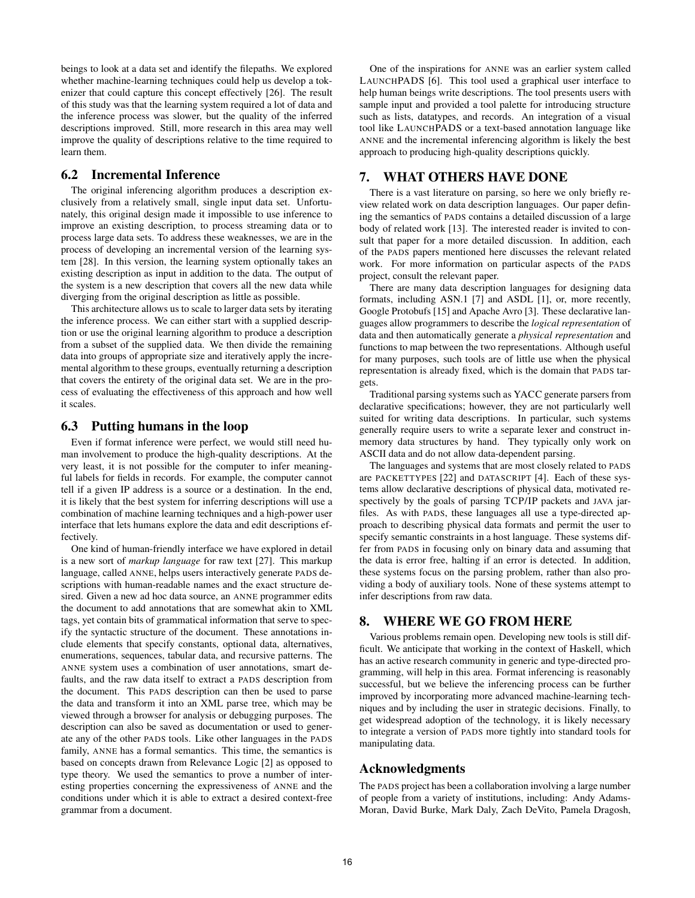beings to look at a data set and identify the filepaths. We explored whether machine-learning techniques could help us develop a tokenizer that could capture this concept effectively [26]. The result of this study was that the learning system required a lot of data and the inference process was slower, but the quality of the inferred descriptions improved. Still, more research in this area may well improve the quality of descriptions relative to the time required to learn them.

### 6.2 Incremental Inference

The original inferencing algorithm produces a description exclusively from a relatively small, single input data set. Unfortunately, this original design made it impossible to use inference to improve an existing description, to process streaming data or to process large data sets. To address these weaknesses, we are in the process of developing an incremental version of the learning system [28]. In this version, the learning system optionally takes an existing description as input in addition to the data. The output of the system is a new description that covers all the new data while diverging from the original description as little as possible.

This architecture allows us to scale to larger data sets by iterating the inference process. We can either start with a supplied description or use the original learning algorithm to produce a description from a subset of the supplied data. We then divide the remaining data into groups of appropriate size and iteratively apply the incremental algorithm to these groups, eventually returning a description that covers the entirety of the original data set. We are in the process of evaluating the effectiveness of this approach and how well it scales.

### 6.3 Putting humans in the loop

Even if format inference were perfect, we would still need human involvement to produce the high-quality descriptions. At the very least, it is not possible for the computer to infer meaningful labels for fields in records. For example, the computer cannot tell if a given IP address is a source or a destination. In the end, it is likely that the best system for inferring descriptions will use a combination of machine learning techniques and a high-power user interface that lets humans explore the data and edit descriptions effectively.

One kind of human-friendly interface we have explored in detail is a new sort of *markup language* for raw text [27]. This markup language, called ANNE, helps users interactively generate PADS descriptions with human-readable names and the exact structure desired. Given a new ad hoc data source, an ANNE programmer edits the document to add annotations that are somewhat akin to XML tags, yet contain bits of grammatical information that serve to specify the syntactic structure of the document. These annotations include elements that specify constants, optional data, alternatives, enumerations, sequences, tabular data, and recursive patterns. The ANNE system uses a combination of user annotations, smart defaults, and the raw data itself to extract a PADS description from the document. This PADS description can then be used to parse the data and transform it into an XML parse tree, which may be viewed through a browser for analysis or debugging purposes. The description can also be saved as documentation or used to generate any of the other PADS tools. Like other languages in the PADS family, ANNE has a formal semantics. This time, the semantics is based on concepts drawn from Relevance Logic [2] as opposed to type theory. We used the semantics to prove a number of interesting properties concerning the expressiveness of ANNE and the conditions under which it is able to extract a desired context-free grammar from a document.

One of the inspirations for ANNE was an earlier system called LAUNCHPADS [6]. This tool used a graphical user interface to help human beings write descriptions. The tool presents users with sample input and provided a tool palette for introducing structure such as lists, datatypes, and records. An integration of a visual tool like LAUNCHPADS or a text-based annotation language like ANNE and the incremental inferencing algorithm is likely the best approach to producing high-quality descriptions quickly.

## 7. WHAT OTHERS HAVE DONE

There is a vast literature on parsing, so here we only briefly review related work on data description languages. Our paper defining the semantics of PADS contains a detailed discussion of a large body of related work [13]. The interested reader is invited to consult that paper for a more detailed discussion. In addition, each of the PADS papers mentioned here discusses the relevant related work. For more information on particular aspects of the PADS project, consult the relevant paper.

There are many data description languages for designing data formats, including ASN.1 [7] and ASDL [1], or, more recently, Google Protobufs [15] and Apache Avro [3]. These declarative languages allow programmers to describe the *logical representation* of data and then automatically generate a *physical representation* and functions to map between the two representations. Although useful for many purposes, such tools are of little use when the physical representation is already fixed, which is the domain that PADS targets.

Traditional parsing systems such as YACC generate parsers from declarative specifications; however, they are not particularly well suited for writing data descriptions. In particular, such systems generally require users to write a separate lexer and construct in-memory data structures by hand. They typically only work on ASCII data and do not allow data-dependent parsing.

The languages and systems that are most closely related to PADS are PACKETTYPES [22] and DATASCRIPT [4]. Each of these systems allow declarative descriptions of physical data, motivated respectively by the goals of parsing TCP/IP packets and JAVA jar-files. As with PADS, these languages all use a type-directed approach to describing physical data formats and permit the user to specify semantic constraints in a host language. These systems differ from PADS in focusing only on binary data and assuming that the data is error free, halting if an error is detected. In addition, these systems focus on the parsing problem, rather than also providing a body of auxiliary tools. None of these systems attempt to infer descriptions from raw data.

## 8. WHERE WE GO FROM HERE

Various problems remain open. Developing new tools is still difficult. We anticipate that working in the context of Haskell, which has an active research community in generic and type-directed programming, will help in this area. Format inferencing is reasonably successful, but we believe the inferencing process can be further improved by incorporating more advanced machine-learning techniques and by including the user in strategic decisions. Finally, to get widespread adoption of the technology, it is likely necessary to integrate a version of PADS more tightly into standard tools for manipulating data.

## Acknowledgments

The PADS project has been a collaboration involving a large number of people from a variety of institutions, including: Andy Adams-Moran, David Burke, Mark Daly, Zach DeVito, Pamela Dragosh,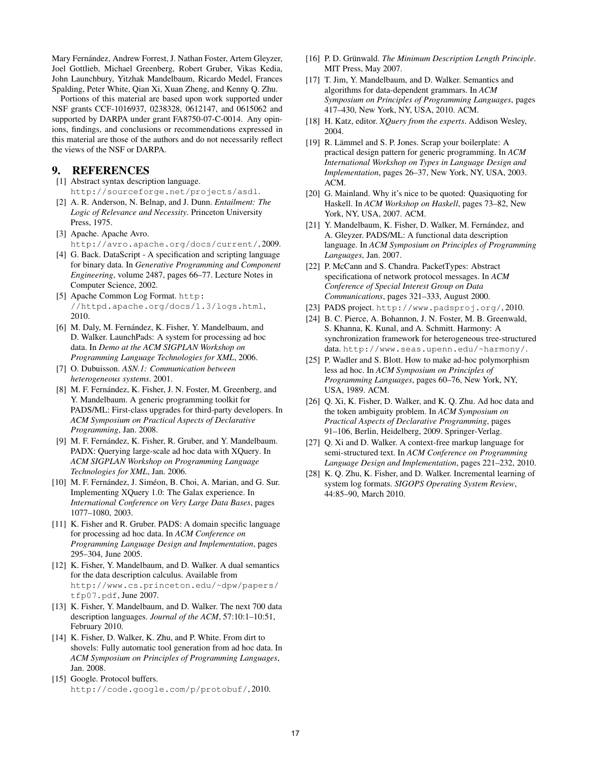Mary Fernández, Andrew Forrest, J. Nathan Foster, Artem Gleyzer, Joel Gottlieb, Michael Greenberg, Robert Gruber, Vikas Kedia, John Launchbury, Yitzhak Mandelbaum, Ricardo Medel, Frances Spalding, Peter White, Qian Xi, Xuan Zheng, and Kenny Q. Zhu.

Portions of this material are based upon work supported under NSF grants CCF-1016937, 0238328, 0612147, and 0615062 and supported by DARPA under grant FA8750-07-C-0014. Any opinions, findings, and conclusions or recommendations expressed in this material are those of the authors and do not necessarily reflect the views of the NSF or DARPA.

## 9. REFERENCES

[1] Abstract syntax description language. http://sourceforge.net/projects/asdl.

[2] A. R. Anderson, N. Belnap, and J. Dunn. *Entailment: The Logic of Relevance and Necessity*. Princeton University Press, 1975.

[3] Apache. Apache Avro. http://avro.apache.org/docs/current/, 2009.

[4] G. Back. DataScript - A specification and scripting language for binary data. In *Generative Programming and Component Engineering*, volume 2487, pages 66–77. Lecture Notes in Computer Science, 2002.

[5] Apache Common Log Format. http://httpd.apache.org/docs/1.3/logs.html, 2010.

[6] M. Daly, M. Fernández, K. Fisher, Y. Mandelbaum, and D. Walker. LaunchPads: A system for processing ad hoc data. In *Demo at the ACM SIGPLAN Workshop on Programming Language Technologies for XML*, 2006.

[7] O. Dubuisson. *ASN.1: Communication between heterogeneous systems*. 2001.

[8] M. F. Fernández, K. Fisher, J. N. Foster, M. Greenberg, and Y. Mandelbaum. A generic programming toolkit for PADS/ML: First-class upgrades for third-party developers. In *ACM Symposium on Practical Aspects of Declarative Programming*, Jan. 2008.

[9] M. F. Fernández, K. Fisher, R. Gruber, and Y. Mandelbaum. PADX: Querying large-scale ad hoc data with XQuery. In *ACM SIGPLAN Workshop on Programming Language Technologies for XML*, Jan. 2006.

[10] M. F. Fernández, J. Siméon, B. Choi, A. Marian, and G. Sur. Implementing XQuery 1.0: The Galax experience. In *International Conference on Very Large Data Bases*, pages 1077–1080, 2003.

[11] K. Fisher and R. Gruber. PADS: A domain specific language for processing ad hoc data. In *ACM Conference on Programming Language Design and Implementation*, pages 295–304, June 2005.

[12] K. Fisher, Y. Mandelbaum, and D. Walker. A dual semantics for the data description calculus. Available from http://www.cs.princeton.edu/~dpw/papers/tfp07.pdf, June 2007.

[13] K. Fisher, Y. Mandelbaum, and D. Walker. The next 700 data description languages. *Journal of the ACM*, 57:10:1–10:51, February 2010.

[14] K. Fisher, D. Walker, K. Zhu, and P. White. From dirt to shovels: Fully automatic tool generation from ad hoc data. In *ACM Symposium on Principles of Programming Languages*, Jan. 2008.

[15] Google. Protocol buffers. http://code.google.com/p/protobuf/, 2010.

[16] P. D. Grünwald. *The Minimum Description Length Principle*. MIT Press, May 2007.

[17] T. Jim, Y. Mandelbaum, and D. Walker. Semantics and algorithms for data-dependent grammars. In *ACM Symposium on Principles of Programming Languages*, pages 417–430, New York, NY, USA, 2010. ACM.

[18] H. Katz, editor. *XQuery from the experts*. Addison Wesley, 2004.

[19] R. Lämmel and S. P. Jones. Scrap your boilerplate: A practical design pattern for generic programming. In *ACM International Workshop on Types in Language Design and Implementation*, pages 26–37, New York, NY, USA, 2003. ACM.

[20] G. Mainland. Why it's nice to be quoted: Quasiquoting for Haskell. In *ACM Workshop on Haskell*, pages 73–82, New York, NY, USA, 2007. ACM.

[21] Y. Mandelbaum, K. Fisher, D. Walker, M. Fernández, and A. Gleyzer. PADS/ML: A functional data description language. In *ACM Symposium on Principles of Programming Languages*, Jan. 2007.

[22] P. McCann and S. Chandra. PacketTypes: Abstract specificationa of network protocol messages. In *ACM Conference of Special Interest Group on Data Communications*, pages 321–333, August 2000.

[23] PADS project. http://www.padsproj.org/, 2010.

[24] B. C. Pierce, A. Bohannon, J. N. Foster, M. B. Greenwald, S. Khanna, K. Kunal, and A. Schmitt. Harmony: A synchronization framework for heterogeneous tree-structured data. http://www.seas.upenn.edu/~harmony/.

[25] P. Wadler and S. Blott. How to make ad-hoc polymorphism less ad hoc. In *ACM Symposium on Principles of Programming Languages*, pages 60–76, New York, NY, USA, 1989. ACM.

[26] Q. Xi, K. Fisher, D. Walker, and K. Q. Zhu. Ad hoc data and the token ambiguity problem. In *ACM Symposium on Practical Aspects of Declarative Programming*, pages 91–106, Berlin, Heidelberg, 2009. Springer-Verlag.

[27] Q. Xi and D. Walker. A context-free markup language for semi-structured text. In *ACM Conference on Programming Language Design and Implementation*, pages 221–232, 2010.

[28] K. Q. Zhu, K. Fisher, and D. Walker. Incremental learning of system log formats. *SIGOPS Operating System Review*, 44:85–90, March 2010.